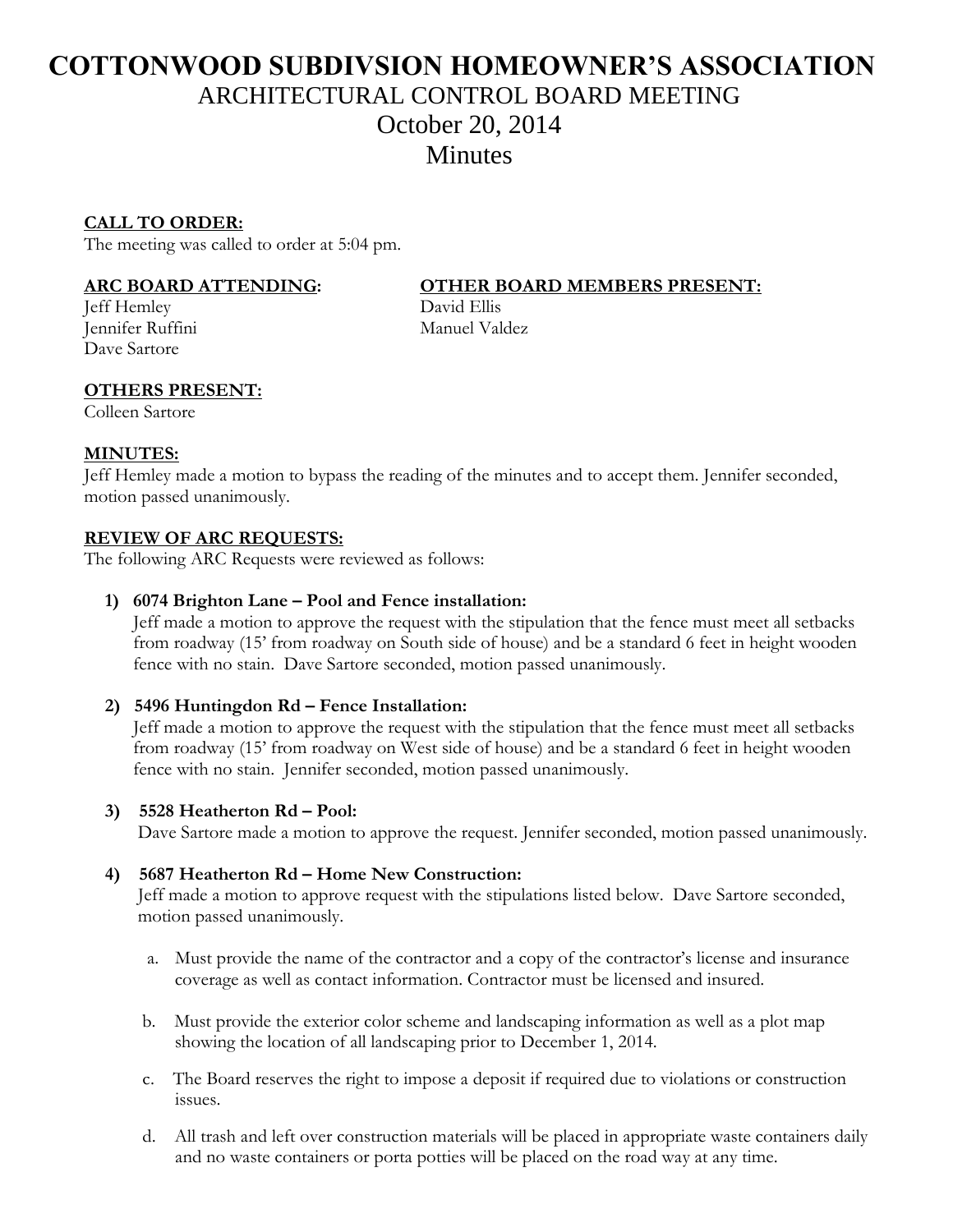# COTTONWOOD SUBDIVSION HOMEOWNER'S ASSOCIATION

## ARCHITECTURAL CONTROL BOARD MEETING

## October 20, 2014

## Minutes

**CALL TO ORDER:**

The meeting was called to order at 5:04 pm.

**ARC BOARD ATTENDING:**

Jeff Hemley
Jennifer Ruffini
Dave Sartore

**OTHER BOARD MEMBERS PRESENT:**

David Ellis
Manuel Valdez

**OTHERS PRESENT:**

Colleen Sartore

**MINUTES:**

Jeff Hemley made a motion to bypass the reading of the minutes and to accept them. Jennifer seconded, motion passed unanimously.

**REVIEW OF ARC REQUESTS:**

The following ARC Requests were reviewed as follows:

1) **6074 Brighton Lane – Pool and Fence installation:**
Jeff made a motion to approve the request with the stipulation that the fence must meet all setbacks from roadway (15' from roadway on South side of house) and be a standard 6 feet in height wooden fence with no stain. Dave Sartore seconded, motion passed unanimously.

2) **5496 Huntingdon Rd – Fence Installation:**
Jeff made a motion to approve the request with the stipulation that the fence must meet all setbacks from roadway (15' from roadway on West side of house) and be a standard 6 feet in height wooden fence with no stain. Jennifer seconded, motion passed unanimously.

3) **5528 Heatherton Rd – Pool:**
Dave Sartore made a motion to approve the request. Jennifer seconded, motion passed unanimously.

4) **5687 Heatherton Rd – Home New Construction:**
Jeff made a motion to approve request with the stipulations listed below. Dave Sartore seconded, motion passed unanimously.

   a. Must provide the name of the contractor and a copy of the contractor's license and insurance coverage as well as contact information. Contractor must be licensed and insured.

   b. Must provide the exterior color scheme and landscaping information as well as a plot map showing the location of all landscaping prior to December 1, 2014.

   c. The Board reserves the right to impose a deposit if required due to violations or construction issues.

   d. All trash and left over construction materials will be placed in appropriate waste containers daily and no waste containers or porta potties will be placed on the road way at any time.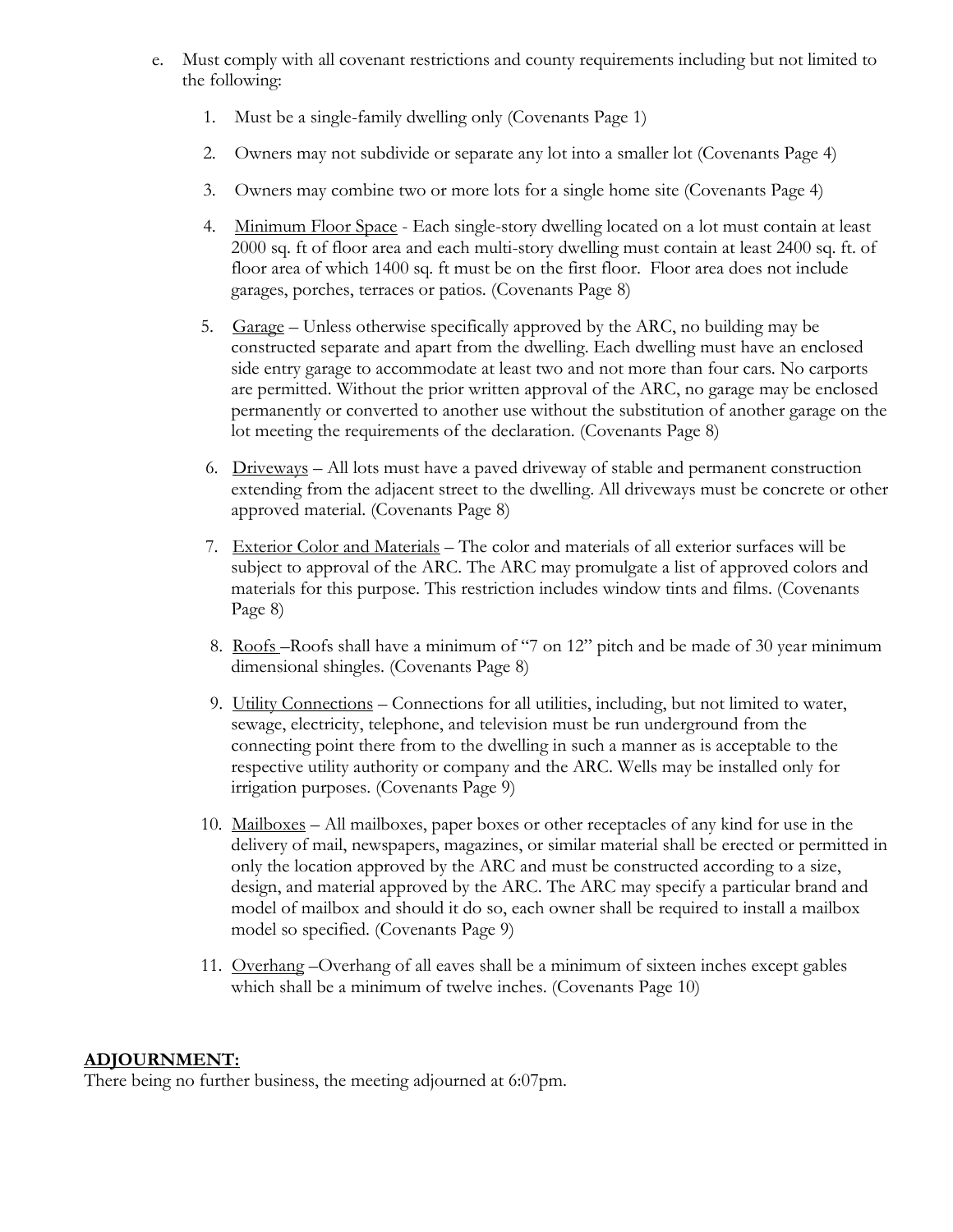e. Must comply with all covenant restrictions and county requirements including but not limited to the following:

   1. Must be a single-family dwelling only (Covenants Page 1)
   2. Owners may not subdivide or separate any lot into a smaller lot (Covenants Page 4)
   3. Owners may combine two or more lots for a single home site (Covenants Page 4)
   4. Minimum Floor Space - Each single-story dwelling located on a lot must contain at least 2000 sq. ft of floor area and each multi-story dwelling must contain at least 2400 sq. ft. of floor area of which 1400 sq. ft must be on the first floor. Floor area does not include garages, porches, terraces or patios. (Covenants Page 8)
   5. Garage – Unless otherwise specifically approved by the ARC, no building may be constructed separate and apart from the dwelling. Each dwelling must have an enclosed side entry garage to accommodate at least two and not more than four cars. No carports are permitted. Without the prior written approval of the ARC, no garage may be enclosed permanently or converted to another use without the substitution of another garage on the lot meeting the requirements of the declaration. (Covenants Page 8)
   6. Driveways – All lots must have a paved driveway of stable and permanent construction extending from the adjacent street to the dwelling. All driveways must be concrete or other approved material. (Covenants Page 8)
   7. Exterior Color and Materials – The color and materials of all exterior surfaces will be subject to approval of the ARC. The ARC may promulgate a list of approved colors and materials for this purpose. This restriction includes window tints and films. (Covenants Page 8)
   8. Roofs –Roofs shall have a minimum of "7 on 12" pitch and be made of 30 year minimum dimensional shingles. (Covenants Page 8)
   9. Utility Connections – Connections for all utilities, including, but not limited to water, sewage, electricity, telephone, and television must be run underground from the connecting point there from to the dwelling in such a manner as is acceptable to the respective utility authority or company and the ARC. Wells may be installed only for irrigation purposes. (Covenants Page 9)
   10. Mailboxes – All mailboxes, paper boxes or other receptacles of any kind for use in the delivery of mail, newspapers, magazines, or similar material shall be erected or permitted in only the location approved by the ARC and must be constructed according to a size, design, and material approved by the ARC. The ARC may specify a particular brand and model of mailbox and should it do so, each owner shall be required to install a mailbox model so specified. (Covenants Page 9)
   11. Overhang –Overhang of all eaves shall be a minimum of sixteen inches except gables which shall be a minimum of twelve inches. (Covenants Page 10)

**ADJOURNMENT:**

There being no further business, the meeting adjourned at 6:07pm.